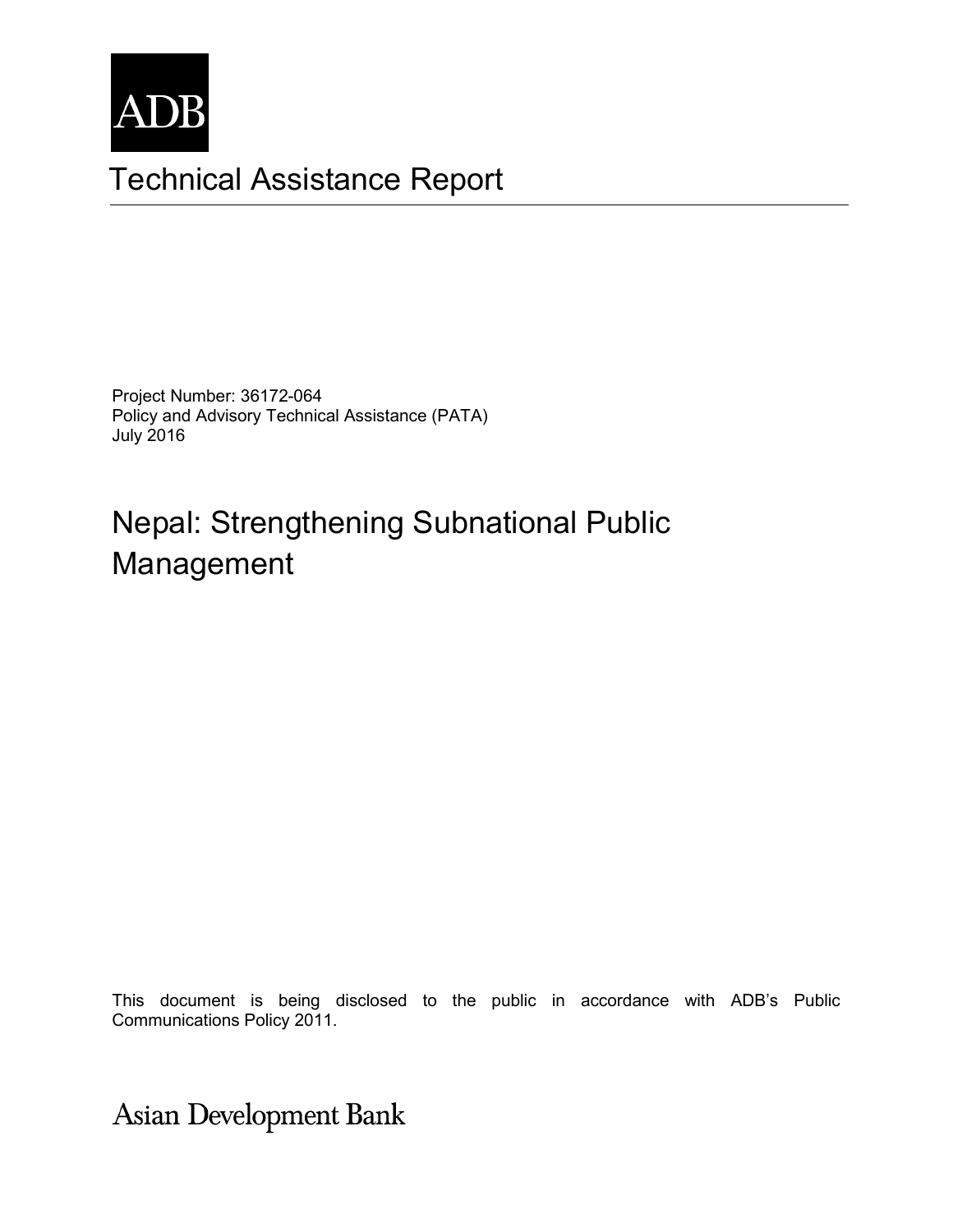ADB

# Technical Assistance Report

Project Number: 36172-064
Policy and Advisory Technical Assistance (PATA)
July 2016

## Nepal: Strengthening Subnational Public Management

This document is being disclosed to the public in accordance with ADB's Public Communications Policy 2011.

Asian Development Bank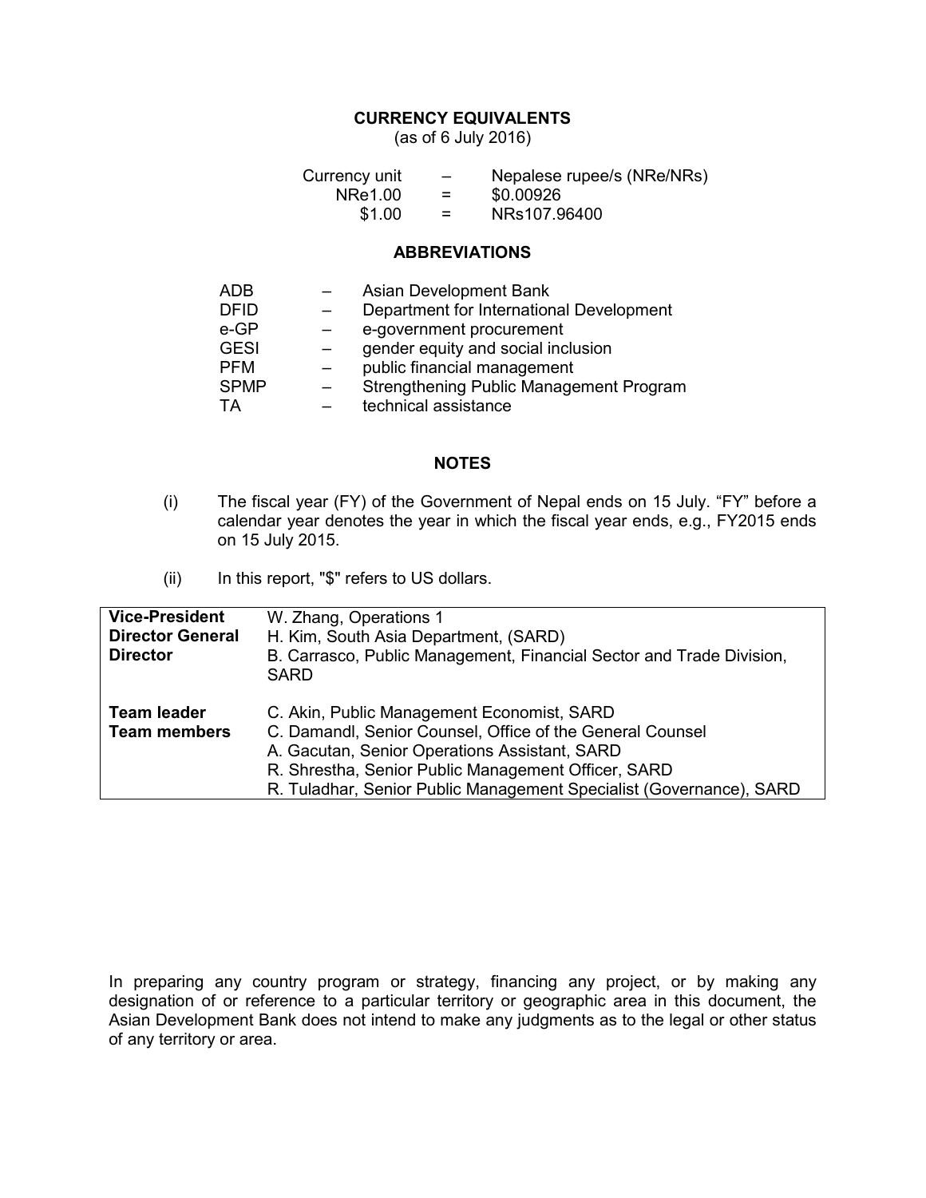## CURRENCY EQUIVALENTS

(as of 6 July 2016)

| | | |
|---|---|---|
| Currency unit | – | Nepalese rupee/s (NRe/NRs) |
| NRe1.00 | = | $0.00926 |
| $1.00 | = | NRs107.96400 |

## ABBREVIATIONS

| | | |
|---|---|---|
| ADB | – | Asian Development Bank |
| DFID | – | Department for International Development |
| e-GP | – | e-government procurement |
| GESI | – | gender equity and social inclusion |
| PFM | – | public financial management |
| SPMP | – | Strengthening Public Management Program |
| TA | – | technical assistance |

## NOTES

(i) The fiscal year (FY) of the Government of Nepal ends on 15 July. "FY" before a calendar year denotes the year in which the fiscal year ends, e.g., FY2015 ends on 15 July 2015.

(ii) In this report, "$" refers to US dollars.

| | |
|---|---|
| **Vice-President** | W. Zhang, Operations 1 |
| **Director General** | H. Kim, South Asia Department, (SARD) |
| **Director** | B. Carrasco, Public Management, Financial Sector and Trade Division, SARD |
| **Team leader** | C. Akin, Public Management Economist, SARD |
| **Team members** | C. Damandl, Senior Counsel, Office of the General Counsel |
| | A. Gacutan, Senior Operations Assistant, SARD |
| | R. Shrestha, Senior Public Management Officer, SARD |
| | R. Tuladhar, Senior Public Management Specialist (Governance), SARD |

In preparing any country program or strategy, financing any project, or by making any designation of or reference to a particular territory or geographic area in this document, the Asian Development Bank does not intend to make any judgments as to the legal or other status of any territory or area.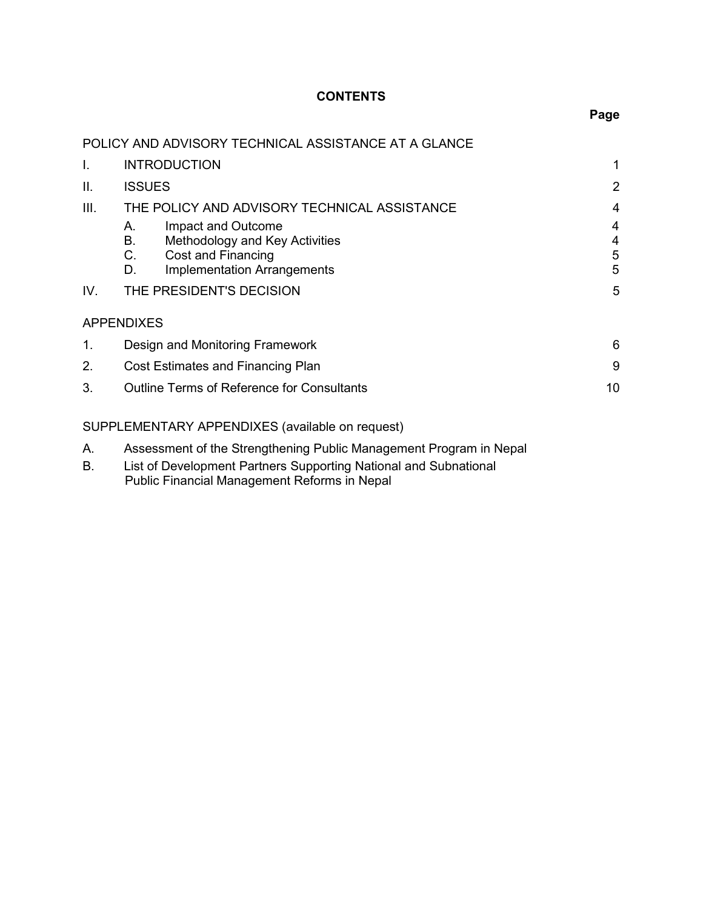# CONTENTS

| | | Page |
|---|---|---|
| POLICY AND ADVISORY TECHNICAL ASSISTANCE AT A GLANCE | | |
| I. | INTRODUCTION | 1 |
| II. | ISSUES | 2 |
| III. | THE POLICY AND ADVISORY TECHNICAL ASSISTANCE | 4 |
| | A. Impact and Outcome | 4 |
| | B. Methodology and Key Activities | 4 |
| | C. Cost and Financing | 5 |
| | D. Implementation Arrangements | 5 |
| IV. | THE PRESIDENT'S DECISION | 5 |
| APPENDIXES | | |
| 1. | Design and Monitoring Framework | 6 |
| 2. | Cost Estimates and Financing Plan | 9 |
| 3. | Outline Terms of Reference for Consultants | 10 |

SUPPLEMENTARY APPENDIXES (available on request)

A. Assessment of the Strengthening Public Management Program in Nepal

B. List of Development Partners Supporting National and Subnational Public Financial Management Reforms in Nepal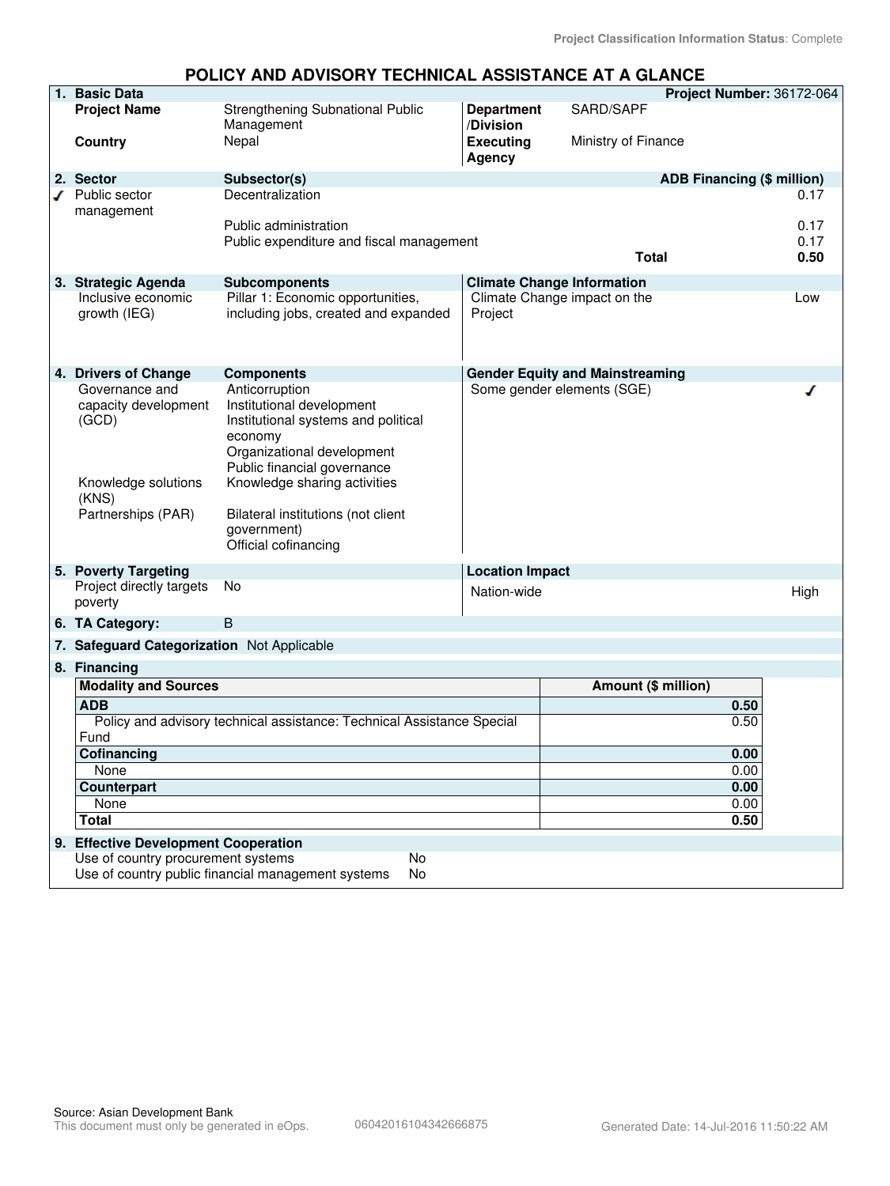Project Classification Information Status: Complete

# POLICY AND ADVISORY TECHNICAL ASSISTANCE AT A GLANCE

## 1. Basic Data

**Project Number:** 36172-064

| | | | |
|---|---|---|---|
| **Project Name** | Strengthening Subnational Public Management | **Department /Division** | SARD/SAPF |
| **Country** | Nepal | **Executing Agency** | Ministry of Finance |

## 2. Sector

| Sector | Subsector(s) | ADB Financing ($ million) |
|---|---|---|
| ✓ Public sector management | Decentralization | 0.17 |
| | Public administration | 0.17 |
| | Public expenditure and fiscal management | 0.17 |
| | **Total** | **0.50** |

## 3. Strategic Agenda

| Strategic Agenda | Subcomponents |
|---|---|
| Inclusive economic growth (IEG) | Pillar 1: Economic opportunities, including jobs, created and expanded |

**Climate Change Information**

| | |
|---|---|
| Climate Change impact on the Project | Low |

## 4. Drivers of Change

| Drivers of Change | Components |
|---|---|
| Governance and capacity development (GCD) | Anticorruption<br>Institutional development<br>Institutional systems and political economy<br>Organizational development<br>Public financial governance |
| Knowledge solutions (KNS) | Knowledge sharing activities |
| Partnerships (PAR) | Bilateral institutions (not client government)<br>Official cofinancing |

**Gender Equity and Mainstreaming**

| | |
|---|---|
| Some gender elements (SGE) | ✓ |

## 5. Poverty Targeting

| | |
|---|---|
| Project directly targets poverty | No |

**Location Impact**

| | |
|---|---|
| Nation-wide | High |

## 6. TA Category: B

## 7. Safeguard Categorization: Not Applicable

## 8. Financing

| Modality and Sources | Amount ($ million) |
|---|---|
| **ADB** | **0.50** |
| Policy and advisory technical assistance: Technical Assistance Special Fund | 0.50 |
| **Cofinancing** | **0.00** |
| None | 0.00 |
| **Counterpart** | **0.00** |
| None | 0.00 |
| **Total** | **0.50** |

## 9. Effective Development Cooperation

| | |
|---|---|
| Use of country procurement systems | No |
| Use of country public financial management systems | No |

Source: Asian Development Bank

This document must only be generated in eOps. 06042016104342666875 Generated Date: 14-Jul-2016 11:50:22 AM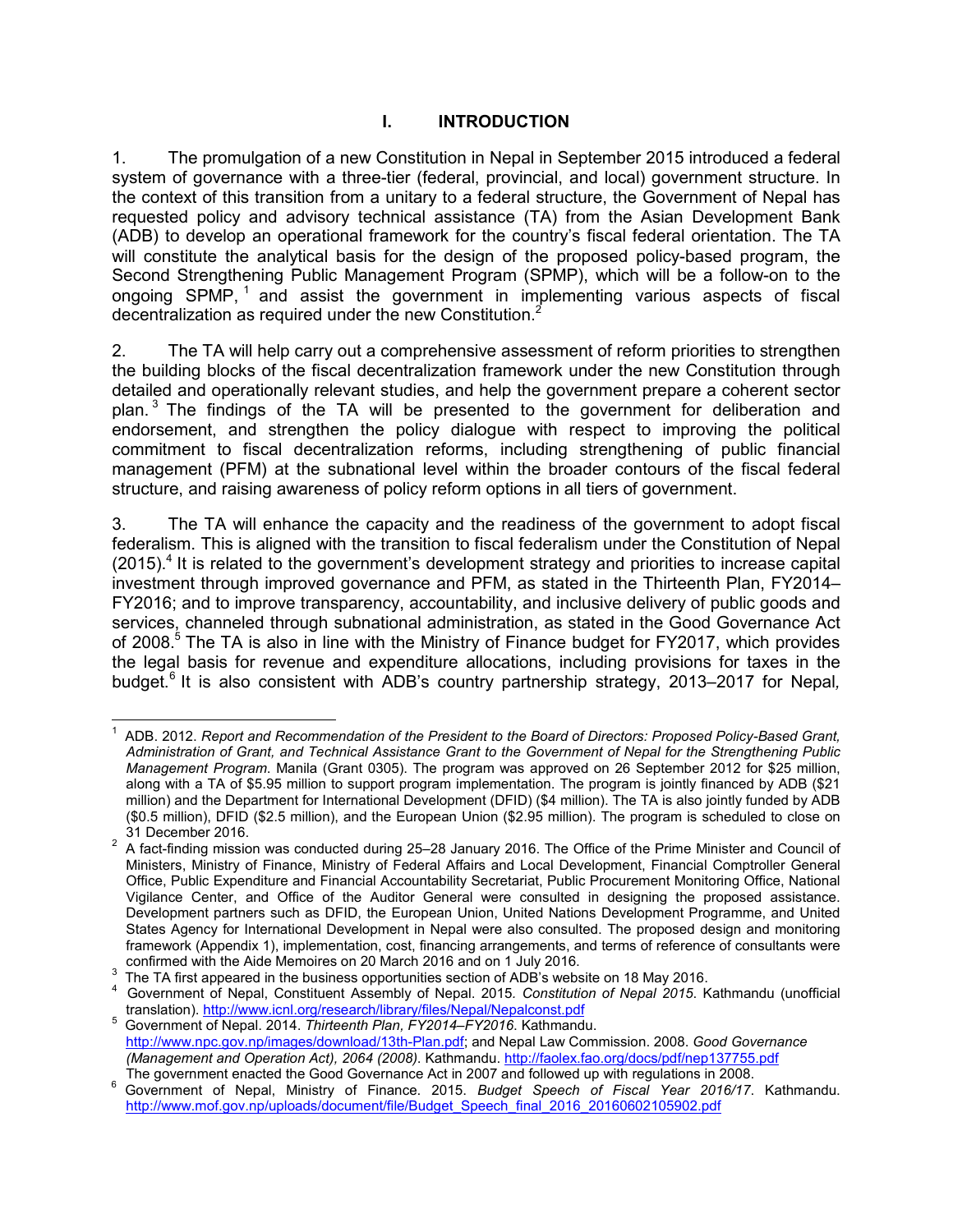# I. INTRODUCTION

1. The promulgation of a new Constitution in Nepal in September 2015 introduced a federal system of governance with a three-tier (federal, provincial, and local) government structure. In the context of this transition from a unitary to a federal structure, the Government of Nepal has requested policy and advisory technical assistance (TA) from the Asian Development Bank (ADB) to develop an operational framework for the country's fiscal federal orientation. The TA will constitute the analytical basis for the design of the proposed policy-based program, the Second Strengthening Public Management Program (SPMP), which will be a follow-on to the ongoing SPMP,[1] and assist the government in implementing various aspects of fiscal decentralization as required under the new Constitution.[2]

2. The TA will help carry out a comprehensive assessment of reform priorities to strengthen the building blocks of the fiscal decentralization framework under the new Constitution through detailed and operationally relevant studies, and help the government prepare a coherent sector plan.[3] The findings of the TA will be presented to the government for deliberation and endorsement, and strengthen the policy dialogue with respect to improving the political commitment to fiscal decentralization reforms, including strengthening of public financial management (PFM) at the subnational level within the broader contours of the fiscal federal structure, and raising awareness of policy reform options in all tiers of government.

3. The TA will enhance the capacity and the readiness of the government to adopt fiscal federalism. This is aligned with the transition to fiscal federalism under the Constitution of Nepal (2015).[4] It is related to the government's development strategy and priorities to increase capital investment through improved governance and PFM, as stated in the Thirteenth Plan, FY2014–FY2016; and to improve transparency, accountability, and inclusive delivery of public goods and services, channeled through subnational administration, as stated in the Good Governance Act of 2008.[5] The TA is also in line with the Ministry of Finance budget for FY2017, which provides the legal basis for revenue and expenditure allocations, including provisions for taxes in the budget.[6] It is also consistent with ADB's country partnership strategy, 2013–2017 for Nepal,

---

[1] ADB. 2012. *Report and Recommendation of the President to the Board of Directors: Proposed Policy-Based Grant, Administration of Grant, and Technical Assistance Grant to the Government of Nepal for the Strengthening Public Management Program.* Manila (Grant 0305). The program was approved on 26 September 2012 for $25 million, along with a TA of $5.95 million to support program implementation. The program is jointly financed by ADB ($21 million) and the Department for International Development (DFID) ($4 million). The TA is also jointly funded by ADB ($0.5 million), DFID ($2.5 million), and the European Union ($2.95 million). The program is scheduled to close on 31 December 2016.

[2] A fact-finding mission was conducted during 25–28 January 2016. The Office of the Prime Minister and Council of Ministers, Ministry of Finance, Ministry of Federal Affairs and Local Development, Financial Comptroller General Office, Public Expenditure and Financial Accountability Secretariat, Public Procurement Monitoring Office, National Vigilance Center, and Office of the Auditor General were consulted in designing the proposed assistance. Development partners such as DFID, the European Union, United Nations Development Programme, and United States Agency for International Development in Nepal were also consulted. The proposed design and monitoring framework (Appendix 1), implementation, cost, financing arrangements, and terms of reference of consultants were confirmed with the Aide Memoires on 20 March 2016 and on 1 July 2016.

[3] The TA first appeared in the business opportunities section of ADB's website on 18 May 2016.

[4] Government of Nepal, Constituent Assembly of Nepal. 2015. *Constitution of Nepal 2015.* Kathmandu (unofficial translation). http://www.icnl.org/research/library/files/Nepal/Nepalconst.pdf

[5] Government of Nepal. 2014. *Thirteenth Plan, FY2014–FY2016*. Kathmandu. http://www.npc.gov.np/images/download/13th-Plan.pdf; and Nepal Law Commission. 2008. *Good Governance (Management and Operation Act), 2064 (2008).* Kathmandu. http://faolex.fao.org/docs/pdf/nep137755.pdf The government enacted the Good Governance Act in 2007 and followed up with regulations in 2008.

[6] Government of Nepal, Ministry of Finance. 2015. *Budget Speech of Fiscal Year 2016/17*. Kathmandu. http://www.mof.gov.np/uploads/document/file/Budget_Speech_final_2016_20160602105902.pdf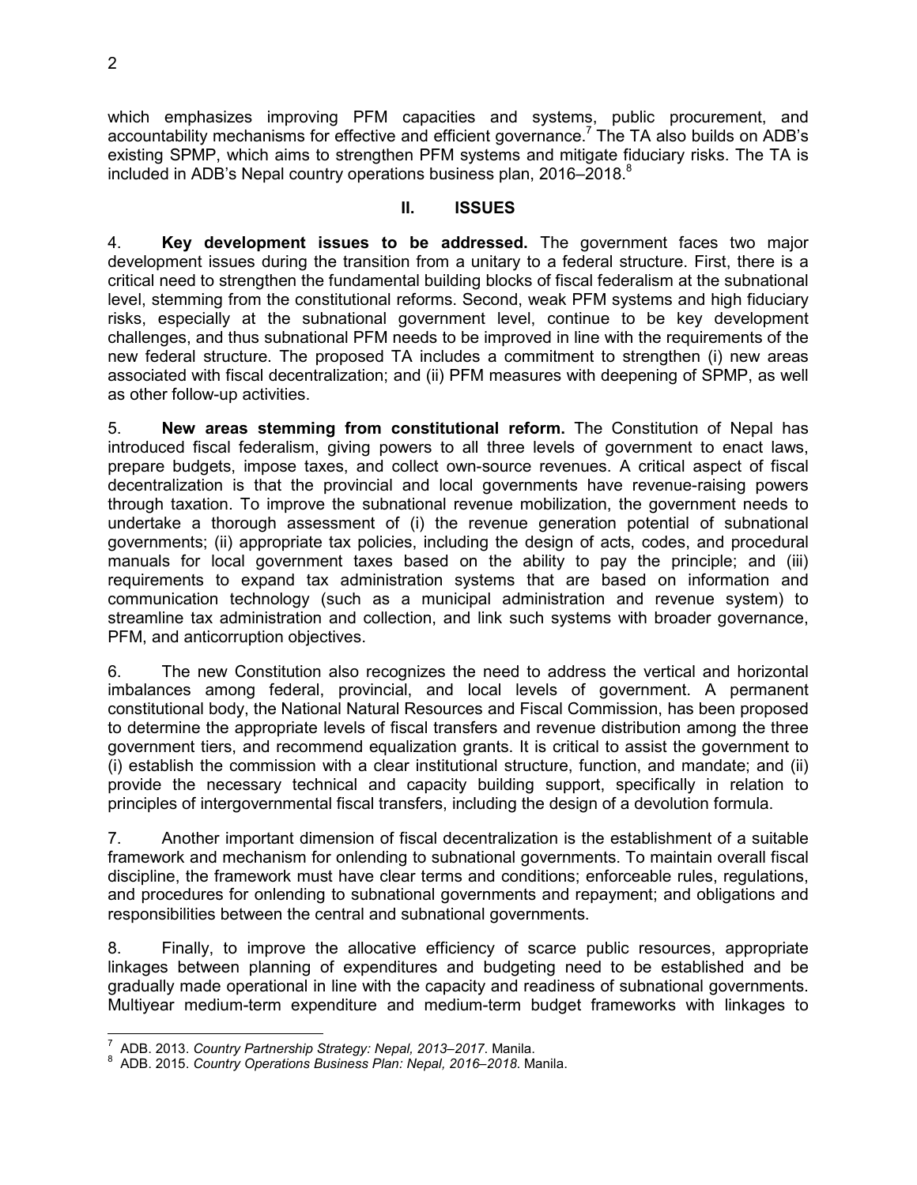which emphasizes improving PFM capacities and systems, public procurement, and accountability mechanisms for effective and efficient governance.[7] The TA also builds on ADB's existing SPMP, which aims to strengthen PFM systems and mitigate fiduciary risks. The TA is included in ADB's Nepal country operations business plan, 2016–2018.[8]

## II. ISSUES

4. **Key development issues to be addressed.** The government faces two major development issues during the transition from a unitary to a federal structure. First, there is a critical need to strengthen the fundamental building blocks of fiscal federalism at the subnational level, stemming from the constitutional reforms. Second, weak PFM systems and high fiduciary risks, especially at the subnational government level, continue to be key development challenges, and thus subnational PFM needs to be improved in line with the requirements of the new federal structure. The proposed TA includes a commitment to strengthen (i) new areas associated with fiscal decentralization; and (ii) PFM measures with deepening of SPMP, as well as other follow-up activities.

5. **New areas stemming from constitutional reform.** The Constitution of Nepal has introduced fiscal federalism, giving powers to all three levels of government to enact laws, prepare budgets, impose taxes, and collect own-source revenues. A critical aspect of fiscal decentralization is that the provincial and local governments have revenue-raising powers through taxation. To improve the subnational revenue mobilization, the government needs to undertake a thorough assessment of (i) the revenue generation potential of subnational governments; (ii) appropriate tax policies, including the design of acts, codes, and procedural manuals for local government taxes based on the ability to pay the principle; and (iii) requirements to expand tax administration systems that are based on information and communication technology (such as a municipal administration and revenue system) to streamline tax administration and collection, and link such systems with broader governance, PFM, and anticorruption objectives.

6. The new Constitution also recognizes the need to address the vertical and horizontal imbalances among federal, provincial, and local levels of government. A permanent constitutional body, the National Natural Resources and Fiscal Commission, has been proposed to determine the appropriate levels of fiscal transfers and revenue distribution among the three government tiers, and recommend equalization grants. It is critical to assist the government to (i) establish the commission with a clear institutional structure, function, and mandate; and (ii) provide the necessary technical and capacity building support, specifically in relation to principles of intergovernmental fiscal transfers, including the design of a devolution formula.

7. Another important dimension of fiscal decentralization is the establishment of a suitable framework and mechanism for onlending to subnational governments. To maintain overall fiscal discipline, the framework must have clear terms and conditions; enforceable rules, regulations, and procedures for onlending to subnational governments and repayment; and obligations and responsibilities between the central and subnational governments.

8. Finally, to improve the allocative efficiency of scarce public resources, appropriate linkages between planning of expenditures and budgeting need to be established and be gradually made operational in line with the capacity and readiness of subnational governments. Multiyear medium-term expenditure and medium-term budget frameworks with linkages to

---

[7] ADB. 2013. *Country Partnership Strategy: Nepal, 2013–2017*. Manila.

[8] ADB. 2015. *Country Operations Business Plan: Nepal, 2016–2018*. Manila.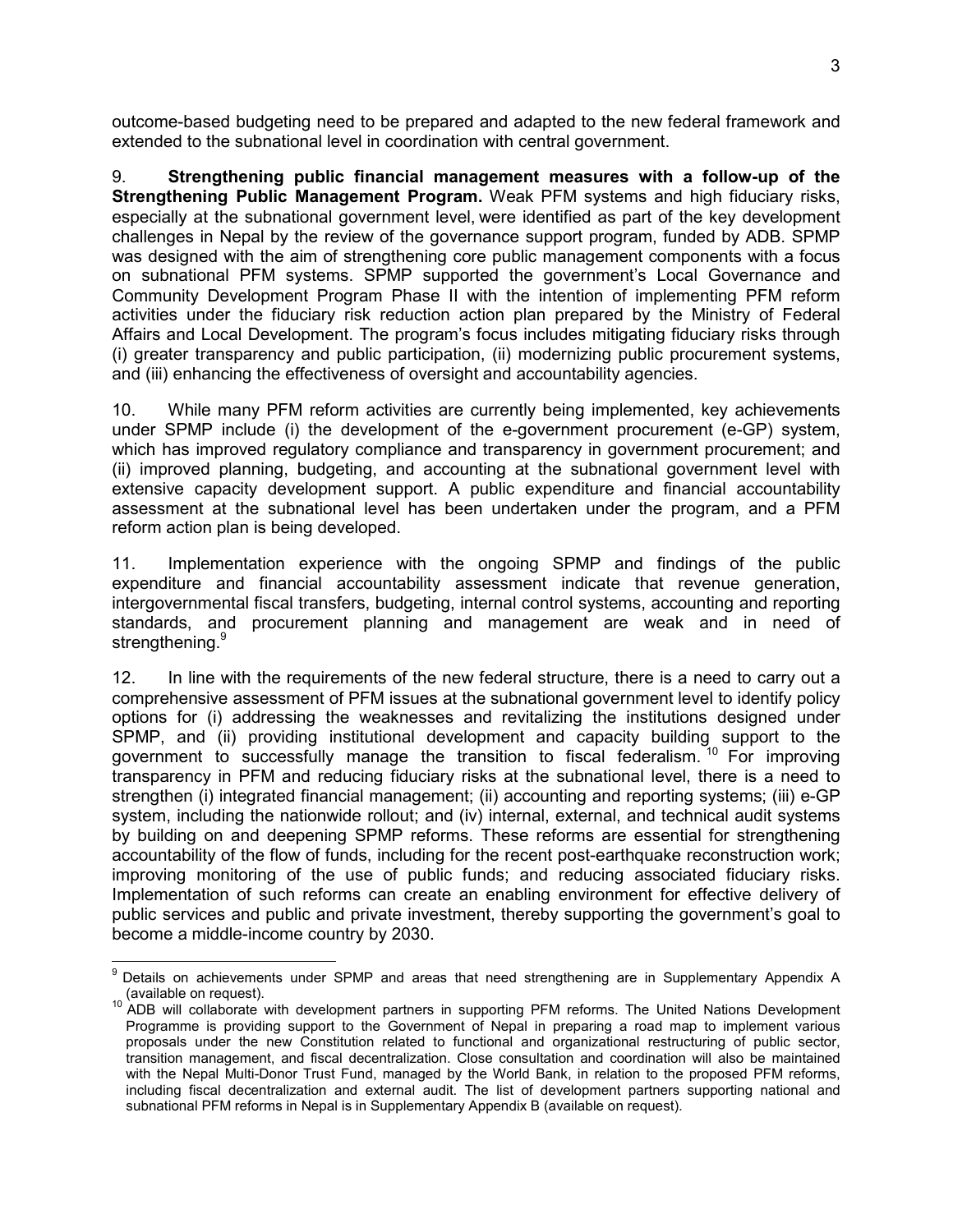outcome-based budgeting need to be prepared and adapted to the new federal framework and extended to the subnational level in coordination with central government.

9. **Strengthening public financial management measures with a follow-up of the Strengthening Public Management Program.** Weak PFM systems and high fiduciary risks, especially at the subnational government level, were identified as part of the key development challenges in Nepal by the review of the governance support program, funded by ADB. SPMP was designed with the aim of strengthening core public management components with a focus on subnational PFM systems. SPMP supported the government's Local Governance and Community Development Program Phase II with the intention of implementing PFM reform activities under the fiduciary risk reduction action plan prepared by the Ministry of Federal Affairs and Local Development. The program's focus includes mitigating fiduciary risks through (i) greater transparency and public participation, (ii) modernizing public procurement systems, and (iii) enhancing the effectiveness of oversight and accountability agencies.

10. While many PFM reform activities are currently being implemented, key achievements under SPMP include (i) the development of the e-government procurement (e-GP) system, which has improved regulatory compliance and transparency in government procurement; and (ii) improved planning, budgeting, and accounting at the subnational government level with extensive capacity development support. A public expenditure and financial accountability assessment at the subnational level has been undertaken under the program, and a PFM reform action plan is being developed.

11. Implementation experience with the ongoing SPMP and findings of the public expenditure and financial accountability assessment indicate that revenue generation, intergovernmental fiscal transfers, budgeting, internal control systems, accounting and reporting standards, and procurement planning and management are weak and in need of strengthening.[9]

12. In line with the requirements of the new federal structure, there is a need to carry out a comprehensive assessment of PFM issues at the subnational government level to identify policy options for (i) addressing the weaknesses and revitalizing the institutions designed under SPMP, and (ii) providing institutional development and capacity building support to the government to successfully manage the transition to fiscal federalism.[10] For improving transparency in PFM and reducing fiduciary risks at the subnational level, there is a need to strengthen (i) integrated financial management; (ii) accounting and reporting systems; (iii) e-GP system, including the nationwide rollout; and (iv) internal, external, and technical audit systems by building on and deepening SPMP reforms. These reforms are essential for strengthening accountability of the flow of funds, including for the recent post-earthquake reconstruction work; improving monitoring of the use of public funds; and reducing associated fiduciary risks. Implementation of such reforms can create an enabling environment for effective delivery of public services and public and private investment, thereby supporting the government's goal to become a middle-income country by 2030.

---

[9] Details on achievements under SPMP and areas that need strengthening are in Supplementary Appendix A (available on request).

[10] ADB will collaborate with development partners in supporting PFM reforms. The United Nations Development Programme is providing support to the Government of Nepal in preparing a road map to implement various proposals under the new Constitution related to functional and organizational restructuring of public sector, transition management, and fiscal decentralization. Close consultation and coordination will also be maintained with the Nepal Multi-Donor Trust Fund, managed by the World Bank, in relation to the proposed PFM reforms, including fiscal decentralization and external audit. The list of development partners supporting national and subnational PFM reforms in Nepal is in Supplementary Appendix B (available on request).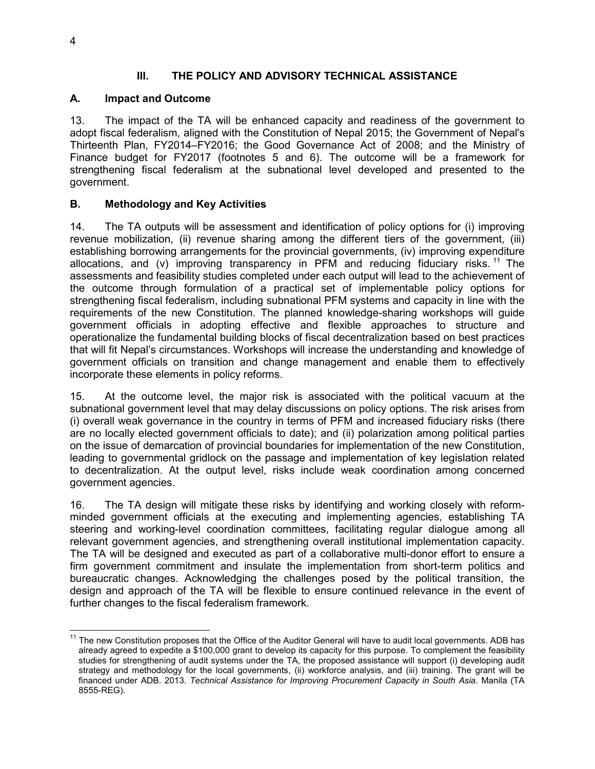## III. THE POLICY AND ADVISORY TECHNICAL ASSISTANCE

### A. Impact and Outcome

13. The impact of the TA will be enhanced capacity and readiness of the government to adopt fiscal federalism, aligned with the Constitution of Nepal 2015; the Government of Nepal's Thirteenth Plan, FY2014–FY2016; the Good Governance Act of 2008; and the Ministry of Finance budget for FY2017 (footnotes 5 and 6). The outcome will be a framework for strengthening fiscal federalism at the subnational level developed and presented to the government.

### B. Methodology and Key Activities

14. The TA outputs will be assessment and identification of policy options for (i) improving revenue mobilization, (ii) revenue sharing among the different tiers of the government, (iii) establishing borrowing arrangements for the provincial governments, (iv) improving expenditure allocations, and (v) improving transparency in PFM and reducing fiduciary risks.[11] The assessments and feasibility studies completed under each output will lead to the achievement of the outcome through formulation of a practical set of implementable policy options for strengthening fiscal federalism, including subnational PFM systems and capacity in line with the requirements of the new Constitution. The planned knowledge-sharing workshops will guide government officials in adopting effective and flexible approaches to structure and operationalize the fundamental building blocks of fiscal decentralization based on best practices that will fit Nepal's circumstances. Workshops will increase the understanding and knowledge of government officials on transition and change management and enable them to effectively incorporate these elements in policy reforms.

15. At the outcome level, the major risk is associated with the political vacuum at the subnational government level that may delay discussions on policy options. The risk arises from (i) overall weak governance in the country in terms of PFM and increased fiduciary risks (there are no locally elected government officials to date); and (ii) polarization among political parties on the issue of demarcation of provincial boundaries for implementation of the new Constitution, leading to governmental gridlock on the passage and implementation of key legislation related to decentralization. At the output level, risks include weak coordination among concerned government agencies.

16. The TA design will mitigate these risks by identifying and working closely with reform-minded government officials at the executing and implementing agencies, establishing TA steering and working-level coordination committees, facilitating regular dialogue among all relevant government agencies, and strengthening overall institutional implementation capacity. The TA will be designed and executed as part of a collaborative multi-donor effort to ensure a firm government commitment and insulate the implementation from short-term politics and bureaucratic changes. Acknowledging the challenges posed by the political transition, the design and approach of the TA will be flexible to ensure continued relevance in the event of further changes to the fiscal federalism framework.

---

[11] The new Constitution proposes that the Office of the Auditor General will have to audit local governments. ADB has already agreed to expedite a $100,000 grant to develop its capacity for this purpose. To complement the feasibility studies for strengthening of audit systems under the TA, the proposed assistance will support (i) developing audit strategy and methodology for the local governments, (ii) workforce analysis, and (iii) training. The grant will be financed under ADB. 2013. *Technical Assistance for Improving Procurement Capacity in South Asia*. Manila (TA 8555-REG).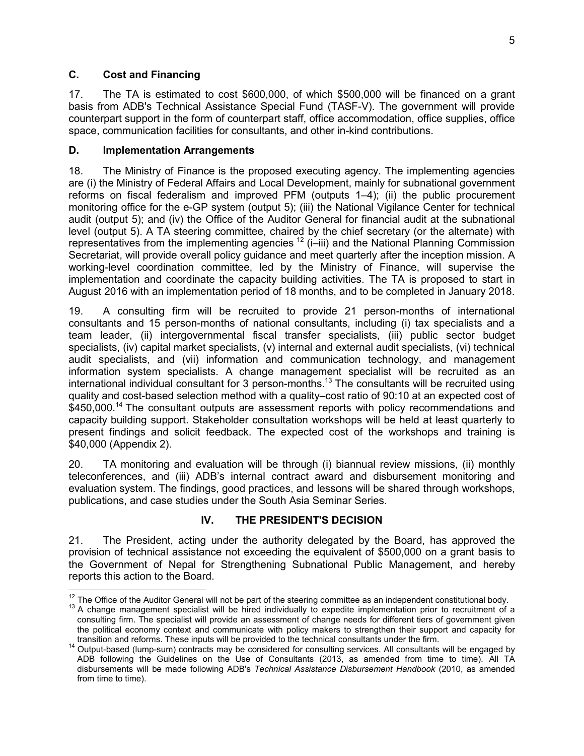### C. Cost and Financing

17. The TA is estimated to cost \$600,000, of which \$500,000 will be financed on a grant basis from ADB's Technical Assistance Special Fund (TASF-V). The government will provide counterpart support in the form of counterpart staff, office accommodation, office supplies, office space, communication facilities for consultants, and other in-kind contributions.

### D. Implementation Arrangements

18. The Ministry of Finance is the proposed executing agency. The implementing agencies are (i) the Ministry of Federal Affairs and Local Development, mainly for subnational government reforms on fiscal federalism and improved PFM (outputs 1–4); (ii) the public procurement monitoring office for the e-GP system (output 5); (iii) the National Vigilance Center for technical audit (output 5); and (iv) the Office of the Auditor General for financial audit at the subnational level (output 5). A TA steering committee, chaired by the chief secretary (or the alternate) with representatives from the implementing agencies [12] (i–iii) and the National Planning Commission Secretariat, will provide overall policy guidance and meet quarterly after the inception mission. A working-level coordination committee, led by the Ministry of Finance, will supervise the implementation and coordinate the capacity building activities. The TA is proposed to start in August 2016 with an implementation period of 18 months, and to be completed in January 2018.

19. A consulting firm will be recruited to provide 21 person-months of international consultants and 15 person-months of national consultants, including (i) tax specialists and a team leader, (ii) intergovernmental fiscal transfer specialists, (iii) public sector budget specialists, (iv) capital market specialists, (v) internal and external audit specialists, (vi) technical audit specialists, and (vii) information and communication technology, and management information system specialists. A change management specialist will be recruited as an international individual consultant for 3 person-months.[13] The consultants will be recruited using quality and cost-based selection method with a quality–cost ratio of 90:10 at an expected cost of \$450,000.[14] The consultant outputs are assessment reports with policy recommendations and capacity building support. Stakeholder consultation workshops will be held at least quarterly to present findings and solicit feedback. The expected cost of the workshops and training is \$40,000 (Appendix 2).

20. TA monitoring and evaluation will be through (i) biannual review missions, (ii) monthly teleconferences, and (iii) ADB's internal contract award and disbursement monitoring and evaluation system. The findings, good practices, and lessons will be shared through workshops, publications, and case studies under the South Asia Seminar Series.

## IV. THE PRESIDENT'S DECISION

21. The President, acting under the authority delegated by the Board, has approved the provision of technical assistance not exceeding the equivalent of \$500,000 on a grant basis to the Government of Nepal for Strengthening Subnational Public Management, and hereby reports this action to the Board.

---

[12] The Office of the Auditor General will not be part of the steering committee as an independent constitutional body.

[13] A change management specialist will be hired individually to expedite implementation prior to recruitment of a consulting firm. The specialist will provide an assessment of change needs for different tiers of government given the political economy context and communicate with policy makers to strengthen their support and capacity for transition and reforms. These inputs will be provided to the technical consultants under the firm.

[14] Output-based (lump-sum) contracts may be considered for consulting services. All consultants will be engaged by ADB following the Guidelines on the Use of Consultants (2013, as amended from time to time). All TA disbursements will be made following ADB's *Technical Assistance Disbursement Handbook* (2010, as amended from time to time).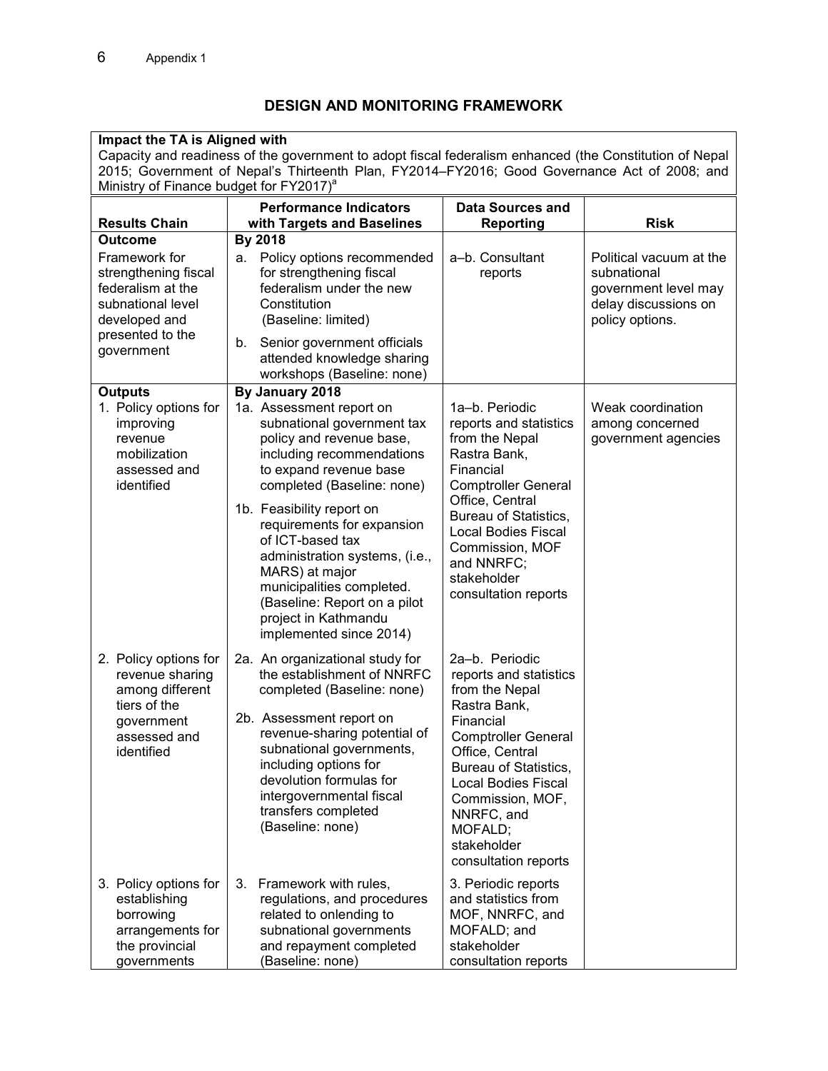## DESIGN AND MONITORING FRAMEWORK

**Impact the TA is Aligned with**

Capacity and readiness of the government to adopt fiscal federalism enhanced (the Constitution of Nepal 2015; Government of Nepal's Thirteenth Plan, FY2014–FY2016; Good Governance Act of 2008; and Ministry of Finance budget for FY2017)[a]

| Results Chain | Performance Indicators with Targets and Baselines | Data Sources and Reporting | Risk |
|---|---|---|---|
| **Outcome**<br>Framework for strengthening fiscal federalism at the subnational level developed and presented to the government | **By 2018**<br>a. Policy options recommended for strengthening fiscal federalism under the new Constitution (Baseline: limited)<br>b. Senior government officials attended knowledge sharing workshops (Baseline: none) | a–b. Consultant reports | Political vacuum at the subnational government level may delay discussions on policy options. |
| **Outputs**<br>1. Policy options for improving revenue mobilization assessed and identified | **By January 2018**<br>1a. Assessment report on subnational government tax policy and revenue base, including recommendations to expand revenue base completed (Baseline: none)<br>1b. Feasibility report on requirements for expansion of ICT-based tax administration systems, (i.e., MARS) at major municipalities completed. (Baseline: Report on a pilot project in Kathmandu implemented since 2014) | 1a–b. Periodic reports and statistics from the Nepal Rastra Bank, Financial Comptroller General Office, Central Bureau of Statistics, Local Bodies Fiscal Commission, MOF and NNRFC; stakeholder consultation reports | Weak coordination among concerned government agencies |
| 2. Policy options for revenue sharing among different tiers of the government assessed and identified | 2a. An organizational study for the establishment of NNRFC completed (Baseline: none)<br>2b. Assessment report on revenue-sharing potential of subnational governments, including options for devolution formulas for intergovernmental fiscal transfers completed (Baseline: none) | 2a–b. Periodic reports and statistics from the Nepal Rastra Bank, Financial Comptroller General Office, Central Bureau of Statistics, Local Bodies Fiscal Commission, MOF, NNRFC, and MOFALD; stakeholder consultation reports | |
| 3. Policy options for establishing borrowing arrangements for the provincial governments | 3. Framework with rules, regulations, and procedures related to onlending to subnational governments and repayment completed (Baseline: none) | 3. Periodic reports and statistics from MOF, NNRFC, and MOFALD; and stakeholder consultation reports | |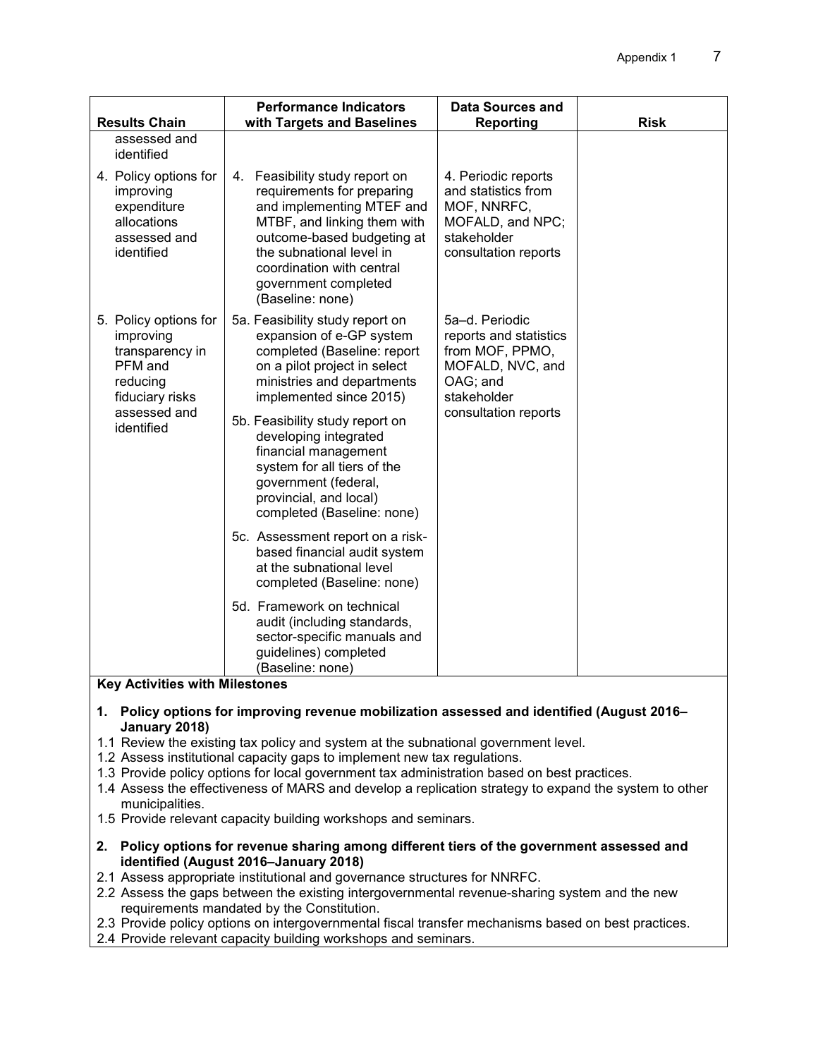| Results Chain | Performance Indicators with Targets and Baselines | Data Sources and Reporting | Risk |
|---|---|---|---|
| assessed and identified | | | |
| 4. Policy options for improving expenditure allocations assessed and identified | 4. Feasibility study report on requirements for preparing and implementing MTEF and MTBF, and linking them with outcome-based budgeting at the subnational level in coordination with central government completed (Baseline: none) | 4. Periodic reports and statistics from MOF, NNRFC, MOFALD, and NPC; stakeholder consultation reports | |
| 5. Policy options for improving transparency in PFM and reducing fiduciary risks assessed and identified | 5a. Feasibility study report on expansion of e-GP system completed (Baseline: report on a pilot project in select ministries and departments implemented since 2015) | 5a–d. Periodic reports and statistics from MOF, PPMO, MOFALD, NVC, and OAG; and stakeholder consultation reports | |
| | 5b. Feasibility study report on developing integrated financial management system for all tiers of the government (federal, provincial, and local) completed (Baseline: none) | | |
| | 5c. Assessment report on a risk-based financial audit system at the subnational level completed (Baseline: none) | | |
| | 5d. Framework on technical audit (including standards, sector-specific manuals and guidelines) completed (Baseline: none) | | |

**Key Activities with Milestones**

**1. Policy options for improving revenue mobilization assessed and identified (August 2016–January 2018)**

1.1 Review the existing tax policy and system at the subnational government level.
1.2 Assess institutional capacity gaps to implement new tax regulations.
1.3 Provide policy options for local government tax administration based on best practices.
1.4 Assess the effectiveness of MARS and develop a replication strategy to expand the system to other municipalities.
1.5 Provide relevant capacity building workshops and seminars.

**2. Policy options for revenue sharing among different tiers of the government assessed and identified (August 2016–January 2018)**

2.1 Assess appropriate institutional and governance structures for NNRFC.
2.2 Assess the gaps between the existing intergovernmental revenue-sharing system and the new requirements mandated by the Constitution.
2.3 Provide policy options on intergovernmental fiscal transfer mechanisms based on best practices.
2.4 Provide relevant capacity building workshops and seminars.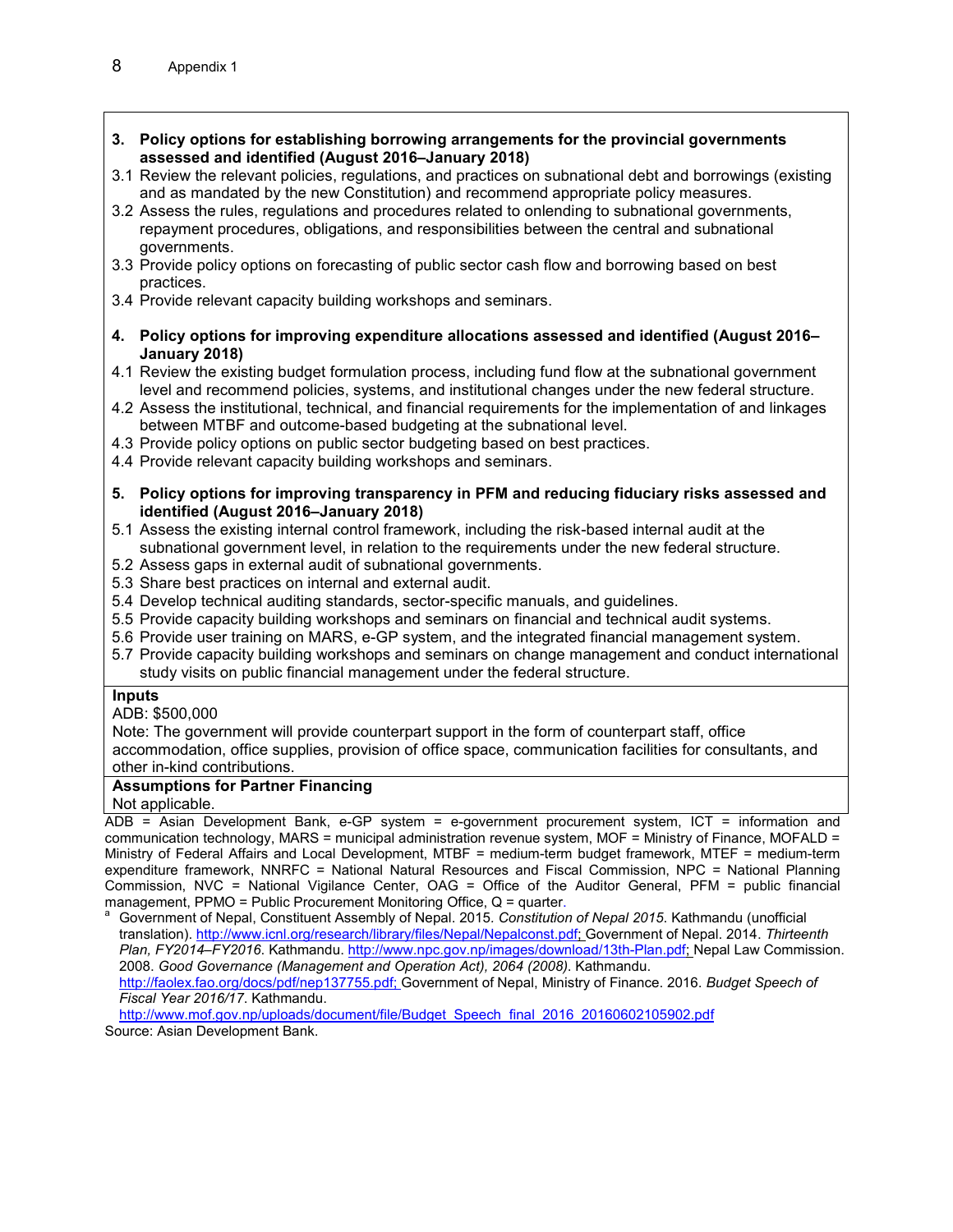**3. Policy options for establishing borrowing arrangements for the provincial governments assessed and identified (August 2016–January 2018)**

3.1 Review the relevant policies, regulations, and practices on subnational debt and borrowings (existing and as mandated by the new Constitution) and recommend appropriate policy measures.

3.2 Assess the rules, regulations and procedures related to onlending to subnational governments, repayment procedures, obligations, and responsibilities between the central and subnational governments.

3.3 Provide policy options on forecasting of public sector cash flow and borrowing based on best practices.

3.4 Provide relevant capacity building workshops and seminars.

**4. Policy options for improving expenditure allocations assessed and identified (August 2016–January 2018)**

4.1 Review the existing budget formulation process, including fund flow at the subnational government level and recommend policies, systems, and institutional changes under the new federal structure.

4.2 Assess the institutional, technical, and financial requirements for the implementation of and linkages between MTBF and outcome-based budgeting at the subnational level.

4.3 Provide policy options on public sector budgeting based on best practices.

4.4 Provide relevant capacity building workshops and seminars.

**5. Policy options for improving transparency in PFM and reducing fiduciary risks assessed and identified (August 2016–January 2018)**

5.1 Assess the existing internal control framework, including the risk-based internal audit at the subnational government level, in relation to the requirements under the new federal structure.

5.2 Assess gaps in external audit of subnational governments.

5.3 Share best practices on internal and external audit.

5.4 Develop technical auditing standards, sector-specific manuals, and guidelines.

5.5 Provide capacity building workshops and seminars on financial and technical audit systems.

5.6 Provide user training on MARS, e-GP system, and the integrated financial management system.

5.7 Provide capacity building workshops and seminars on change management and conduct international study visits on public financial management under the federal structure.

**Inputs**

ADB: $500,000

Note: The government will provide counterpart support in the form of counterpart staff, office accommodation, office supplies, provision of office space, communication facilities for consultants, and other in-kind contributions.

**Assumptions for Partner Financing**

Not applicable.

ADB = Asian Development Bank, e-GP system = e-government procurement system, ICT = information and communication technology, MARS = municipal administration revenue system, MOF = Ministry of Finance, MOFALD = Ministry of Federal Affairs and Local Development, MTBF = medium-term budget framework, MTEF = medium-term expenditure framework, NNRFC = National Natural Resources and Fiscal Commission, NPC = National Planning Commission, NVC = National Vigilance Center, OAG = Office of the Auditor General, PFM = public financial management, PPMO = Public Procurement Monitoring Office, Q = quarter.

[a] Government of Nepal, Constituent Assembly of Nepal. 2015. *Constitution of Nepal 2015*. Kathmandu (unofficial translation). http://www.icnl.org/research/library/files/Nepal/Nepalconst.pdf; Government of Nepal. 2014. *Thirteenth Plan, FY2014–FY2016*. Kathmandu. http://www.npc.gov.np/images/download/13th-Plan.pdf; Nepal Law Commission. 2008. *Good Governance (Management and Operation Act), 2064 (2008)*. Kathmandu. http://faolex.fao.org/docs/pdf/nep137755.pdf; Government of Nepal, Ministry of Finance. 2016. *Budget Speech of Fiscal Year 2016/17*. Kathmandu. http://www.mof.gov.np/uploads/document/file/Budget_Speech_final_2016_20160602105902.pdf

Source: Asian Development Bank.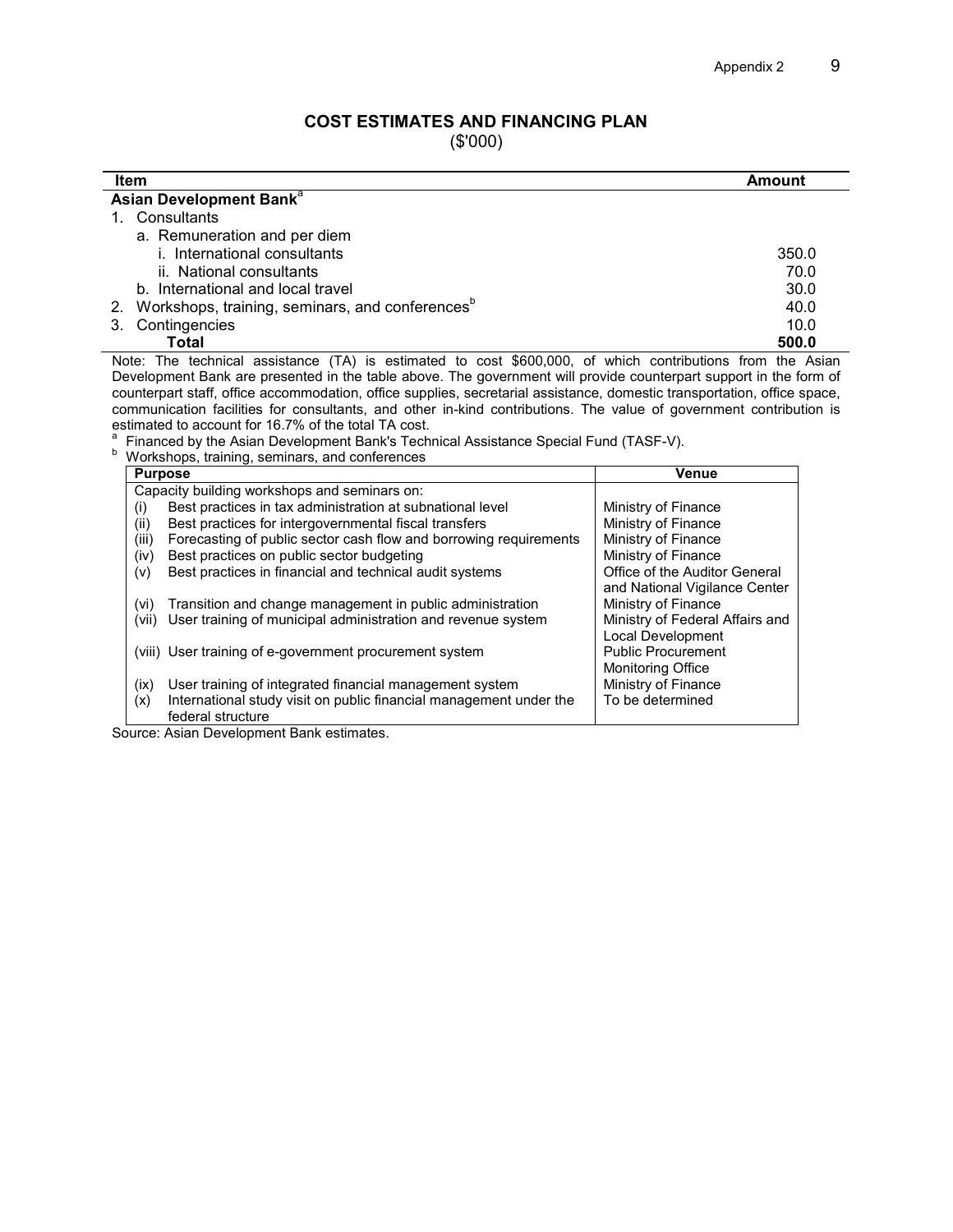## COST ESTIMATES AND FINANCING PLAN

($'000)

| Item | Amount |
|---|---|
| **Asian Development Bank**[a] | |
| 1. Consultants | |
| a. Remuneration and per diem | |
| i. International consultants | 350.0 |
| ii. National consultants | 70.0 |
| b. International and local travel | 30.0 |
| 2. Workshops, training, seminars, and conferences[b] | 40.0 |
| 3. Contingencies | 10.0 |
| **Total** | **500.0** |

Note: The technical assistance (TA) is estimated to cost $600,000, of which contributions from the Asian Development Bank are presented in the table above. The government will provide counterpart support in the form of counterpart staff, office accommodation, office supplies, secretarial assistance, domestic transportation, office space, communication facilities for consultants, and other in-kind contributions. The value of government contribution is estimated to account for 16.7% of the total TA cost.

[a] Financed by the Asian Development Bank's Technical Assistance Special Fund (TASF-V).

[b] Workshops, training, seminars, and conferences

| Purpose | Venue |
|---|---|
| Capacity building workshops and seminars on: | |
| (i) Best practices in tax administration at subnational level | Ministry of Finance |
| (ii) Best practices for intergovernmental fiscal transfers | Ministry of Finance |
| (iii) Forecasting of public sector cash flow and borrowing requirements | Ministry of Finance |
| (iv) Best practices on public sector budgeting | Ministry of Finance |
| (v) Best practices in financial and technical audit systems | Office of the Auditor General and National Vigilance Center |
| (vi) Transition and change management in public administration | Ministry of Finance |
| (vii) User training of municipal administration and revenue system | Ministry of Federal Affairs and Local Development |
| (viii) User training of e-government procurement system | Public Procurement Monitoring Office |
| (ix) User training of integrated financial management system | Ministry of Finance |
| (x) International study visit on public financial management under the federal structure | To be determined |

Source: Asian Development Bank estimates.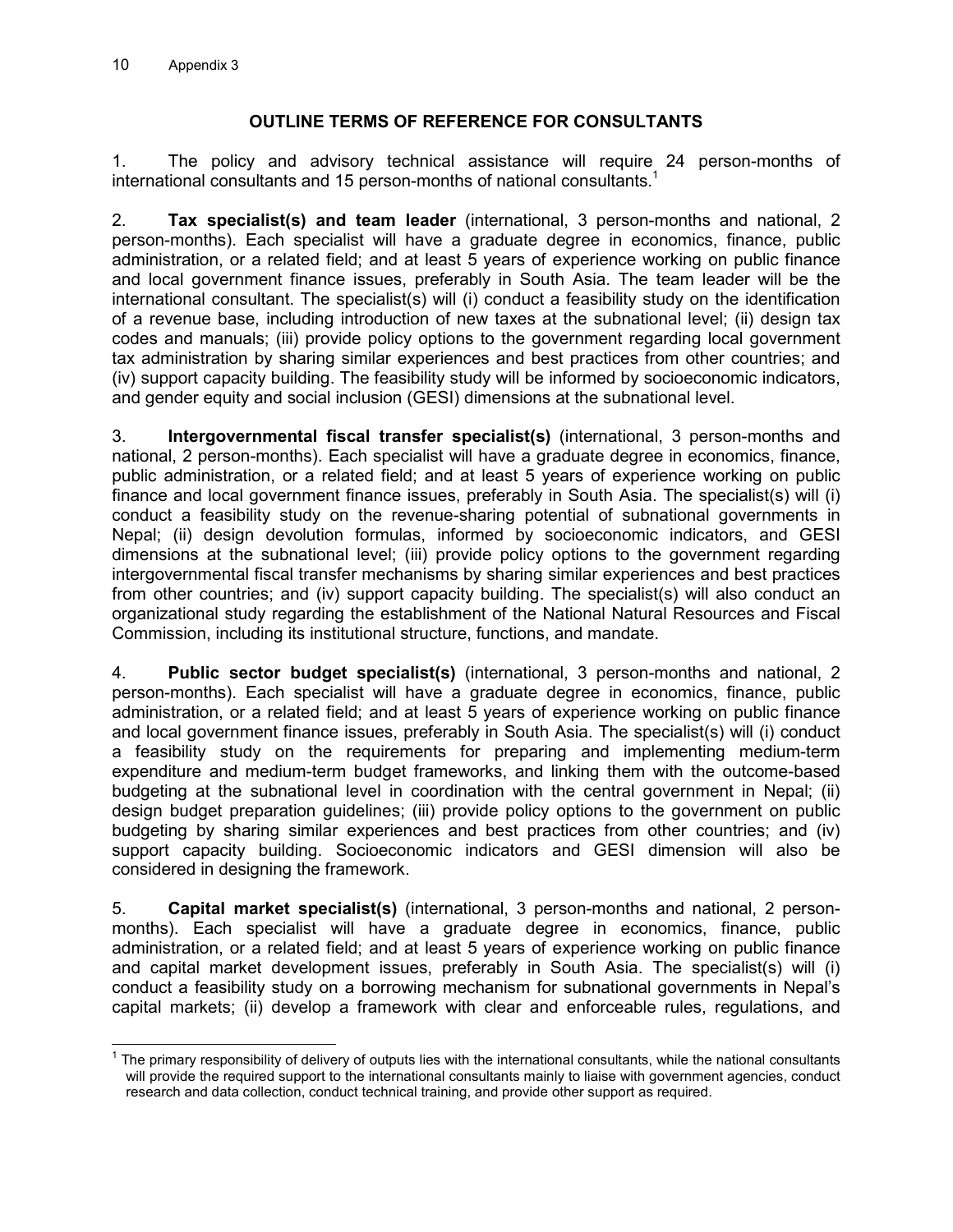## OUTLINE TERMS OF REFERENCE FOR CONSULTANTS

1. The policy and advisory technical assistance will require 24 person-months of international consultants and 15 person-months of national consultants.[1]

2. **Tax specialist(s) and team leader** (international, 3 person-months and national, 2 person-months). Each specialist will have a graduate degree in economics, finance, public administration, or a related field; and at least 5 years of experience working on public finance and local government finance issues, preferably in South Asia. The team leader will be the international consultant. The specialist(s) will (i) conduct a feasibility study on the identification of a revenue base, including introduction of new taxes at the subnational level; (ii) design tax codes and manuals; (iii) provide policy options to the government regarding local government tax administration by sharing similar experiences and best practices from other countries; and (iv) support capacity building. The feasibility study will be informed by socioeconomic indicators, and gender equity and social inclusion (GESI) dimensions at the subnational level.

3. **Intergovernmental fiscal transfer specialist(s)** (international, 3 person-months and national, 2 person-months). Each specialist will have a graduate degree in economics, finance, public administration, or a related field; and at least 5 years of experience working on public finance and local government finance issues, preferably in South Asia. The specialist(s) will (i) conduct a feasibility study on the revenue-sharing potential of subnational governments in Nepal; (ii) design devolution formulas, informed by socioeconomic indicators, and GESI dimensions at the subnational level; (iii) provide policy options to the government regarding intergovernmental fiscal transfer mechanisms by sharing similar experiences and best practices from other countries; and (iv) support capacity building. The specialist(s) will also conduct an organizational study regarding the establishment of the National Natural Resources and Fiscal Commission, including its institutional structure, functions, and mandate.

4. **Public sector budget specialist(s)** (international, 3 person-months and national, 2 person-months). Each specialist will have a graduate degree in economics, finance, public administration, or a related field; and at least 5 years of experience working on public finance and local government finance issues, preferably in South Asia. The specialist(s) will (i) conduct a feasibility study on the requirements for preparing and implementing medium-term expenditure and medium-term budget frameworks, and linking them with the outcome-based budgeting at the subnational level in coordination with the central government in Nepal; (ii) design budget preparation guidelines; (iii) provide policy options to the government on public budgeting by sharing similar experiences and best practices from other countries; and (iv) support capacity building. Socioeconomic indicators and GESI dimension will also be considered in designing the framework.

5. **Capital market specialist(s)** (international, 3 person-months and national, 2 person-months). Each specialist will have a graduate degree in economics, finance, public administration, or a related field; and at least 5 years of experience working on public finance and capital market development issues, preferably in South Asia. The specialist(s) will (i) conduct a feasibility study on a borrowing mechanism for subnational governments in Nepal's capital markets; (ii) develop a framework with clear and enforceable rules, regulations, and

[1] The primary responsibility of delivery of outputs lies with the international consultants, while the national consultants will provide the required support to the international consultants mainly to liaise with government agencies, conduct research and data collection, conduct technical training, and provide other support as required.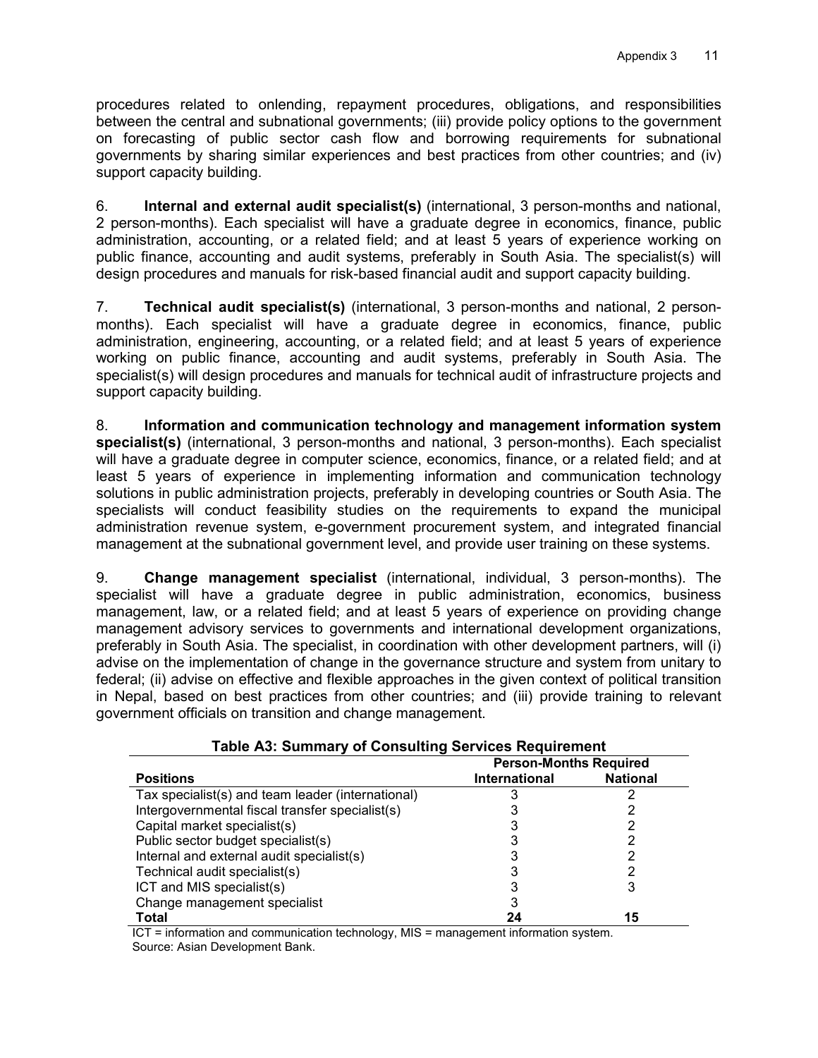procedures related to onlending, repayment procedures, obligations, and responsibilities between the central and subnational governments; (iii) provide policy options to the government on forecasting of public sector cash flow and borrowing requirements for subnational governments by sharing similar experiences and best practices from other countries; and (iv) support capacity building.

6. **Internal and external audit specialist(s)** (international, 3 person-months and national, 2 person-months). Each specialist will have a graduate degree in economics, finance, public administration, accounting, or a related field; and at least 5 years of experience working on public finance, accounting and audit systems, preferably in South Asia. The specialist(s) will design procedures and manuals for risk-based financial audit and support capacity building.

7. **Technical audit specialist(s)** (international, 3 person-months and national, 2 person-months). Each specialist will have a graduate degree in economics, finance, public administration, engineering, accounting, or a related field; and at least 5 years of experience working on public finance, accounting and audit systems, preferably in South Asia. The specialist(s) will design procedures and manuals for technical audit of infrastructure projects and support capacity building.

8. **Information and communication technology and management information system specialist(s)** (international, 3 person-months and national, 3 person-months). Each specialist will have a graduate degree in computer science, economics, finance, or a related field; and at least 5 years of experience in implementing information and communication technology solutions in public administration projects, preferably in developing countries or South Asia. The specialists will conduct feasibility studies on the requirements to expand the municipal administration revenue system, e-government procurement system, and integrated financial management at the subnational government level, and provide user training on these systems.

9. **Change management specialist** (international, individual, 3 person-months). The specialist will have a graduate degree in public administration, economics, business management, law, or a related field; and at least 5 years of experience on providing change management advisory services to governments and international development organizations, preferably in South Asia. The specialist, in coordination with other development partners, will (i) advise on the implementation of change in the governance structure and system from unitary to federal; (ii) advise on effective and flexible approaches in the given context of political transition in Nepal, based on best practices from other countries; and (iii) provide training to relevant government officials on transition and change management.

**Table A3: Summary of Consulting Services Requirement**

| | Person-Months Required | |
|---|---|---|
| **Positions** | **International** | **National** |
| Tax specialist(s) and team leader (international) | 3 | 2 |
| Intergovernmental fiscal transfer specialist(s) | 3 | 2 |
| Capital market specialist(s) | 3 | 2 |
| Public sector budget specialist(s) | 3 | 2 |
| Internal and external audit specialist(s) | 3 | 2 |
| Technical audit specialist(s) | 3 | 2 |
| ICT and MIS specialist(s) | 3 | 3 |
| Change management specialist | 3 | |
| **Total** | **24** | **15** |

ICT = information and communication technology, MIS = management information system.
Source: Asian Development Bank.